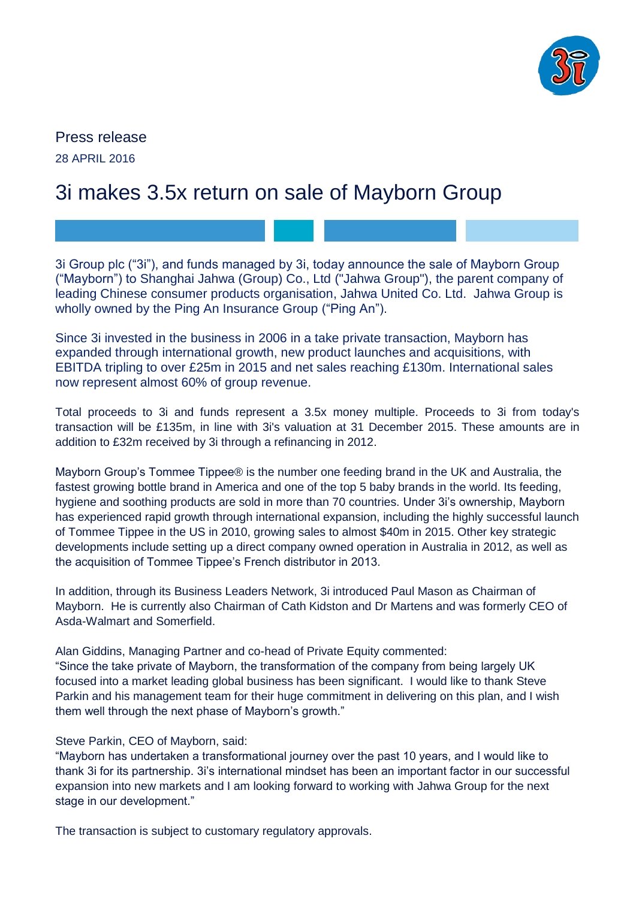Press release

28 APRIL 2016

# 3i makes 3.5x return on sale of Mayborn Group

3i Group plc ("3i"), and funds managed by 3i, today announce the sale of Mayborn Group ("Mayborn") to Shanghai Jahwa (Group) Co., Ltd ("Jahwa Group"), the parent company of leading Chinese consumer products organisation, Jahwa United Co. Ltd. Jahwa Group is wholly owned by the Ping An Insurance Group ("Ping An").

Since 3i invested in the business in 2006 in a take private transaction, Mayborn has expanded through international growth, new product launches and acquisitions, with EBITDA tripling to over £25m in 2015 and net sales reaching £130m. International sales now represent almost 60% of group revenue.

Total proceeds to 3i and funds represent a 3.5x money multiple. Proceeds to 3i from today's transaction will be £135m, in line with 3i's valuation at 31 December 2015. These amounts are in addition to £32m received by 3i through a refinancing in 2012.

Mayborn Group's Tommee Tippee® is the number one feeding brand in the UK and Australia, the fastest growing bottle brand in America and one of the top 5 baby brands in the world. Its feeding, hygiene and soothing products are sold in more than 70 countries. Under 3i's ownership, Mayborn has experienced rapid growth through international expansion, including the highly successful launch of Tommee Tippee in the US in 2010, growing sales to almost $40m in 2015. Other key strategic developments include setting up a direct company owned operation in Australia in 2012, as well as the acquisition of Tommee Tippee's French distributor in 2013.

In addition, through its Business Leaders Network, 3i introduced Paul Mason as Chairman of Mayborn. He is currently also Chairman of Cath Kidston and Dr Martens and was formerly CEO of Asda-Walmart and Somerfield.

Alan Giddins, Managing Partner and co-head of Private Equity commented:
"Since the take private of Mayborn, the transformation of the company from being largely UK focused into a market leading global business has been significant. I would like to thank Steve Parkin and his management team for their huge commitment in delivering on this plan, and I wish them well through the next phase of Mayborn's growth."

Steve Parkin, CEO of Mayborn, said:
"Mayborn has undertaken a transformational journey over the past 10 years, and I would like to thank 3i for its partnership. 3i's international mindset has been an important factor in our successful expansion into new markets and I am looking forward to working with Jahwa Group for the next stage in our development."

The transaction is subject to customary regulatory approvals.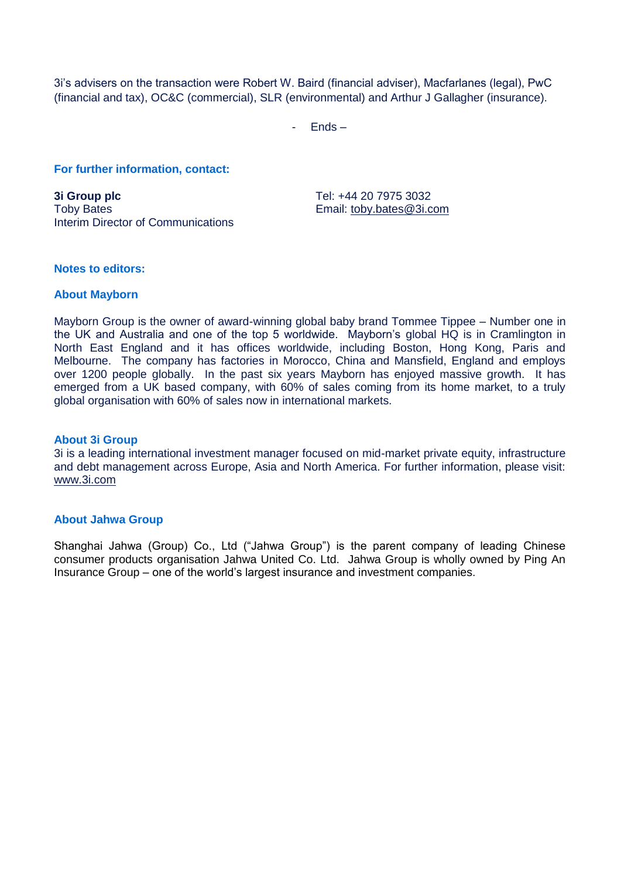3i's advisers on the transaction were Robert W. Baird (financial adviser), Macfarlanes (legal), PwC (financial and tax), OC&C (commercial), SLR (environmental) and Arthur J Gallagher (insurance).

- Ends –

**For further information, contact:**

**3i Group plc**
Toby Bates
Interim Director of Communications

Tel: +44 20 7975 3032
Email: toby.bates@3i.com

**Notes to editors:**

**About Mayborn**

Mayborn Group is the owner of award-winning global baby brand Tommee Tippee – Number one in the UK and Australia and one of the top 5 worldwide. Mayborn's global HQ is in Cramlington in North East England and it has offices worldwide, including Boston, Hong Kong, Paris and Melbourne. The company has factories in Morocco, China and Mansfield, England and employs over 1200 people globally. In the past six years Mayborn has enjoyed massive growth. It has emerged from a UK based company, with 60% of sales coming from its home market, to a truly global organisation with 60% of sales now in international markets.

**About 3i Group**

3i is a leading international investment manager focused on mid-market private equity, infrastructure and debt management across Europe, Asia and North America. For further information, please visit: www.3i.com

**About Jahwa Group**

Shanghai Jahwa (Group) Co., Ltd ("Jahwa Group") is the parent company of leading Chinese consumer products organisation Jahwa United Co. Ltd. Jahwa Group is wholly owned by Ping An Insurance Group – one of the world's largest insurance and investment companies.